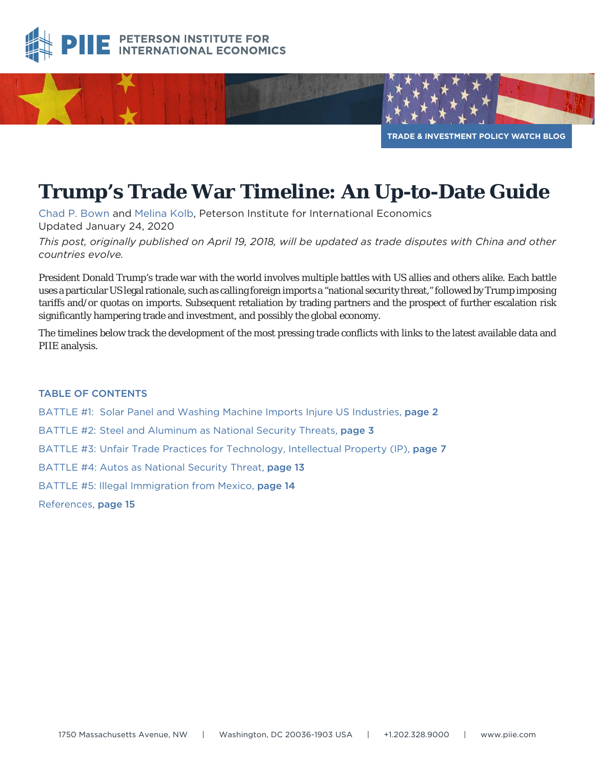PETERSON INSTITUTE FOR INTERNATIONAL ECONOMICS

TRADE & INVESTMENT POLICY WATCH BLOG

# Trump's Trade War Timeline: An Up-to-Date Guide

Chad P. Bown and Melina Kolb, Peterson Institute for International Economics
Updated January 24, 2020

*This post, originally published on April 19, 2018, will be updated as trade disputes with China and other countries evolve.*

President Donald Trump's trade war with the world involves multiple battles with US allies and others alike. Each battle uses a particular US legal rationale, such as calling foreign imports a "national security threat," followed by Trump imposing tariffs and/or quotas on imports. Subsequent retaliation by trading partners and the prospect of further escalation risk significantly hampering trade and investment, and possibly the global economy.

The timelines below track the development of the most pressing trade conflicts with links to the latest available data and PIIE analysis.

## TABLE OF CONTENTS

BATTLE #1: Solar Panel and Washing Machine Imports Injure US Industries, **page 2**

BATTLE #2: Steel and Aluminum as National Security Threats, **page 3**

BATTLE #3: Unfair Trade Practices for Technology, Intellectual Property (IP), **page 7**

BATTLE #4: Autos as National Security Threat, **page 13**

BATTLE #5: Illegal Immigration from Mexico, **page 14**

References, **page 15**

1750 Massachusetts Avenue, NW | Washington, DC 20036-1903 USA | +1.202.328.9000 | www.piie.com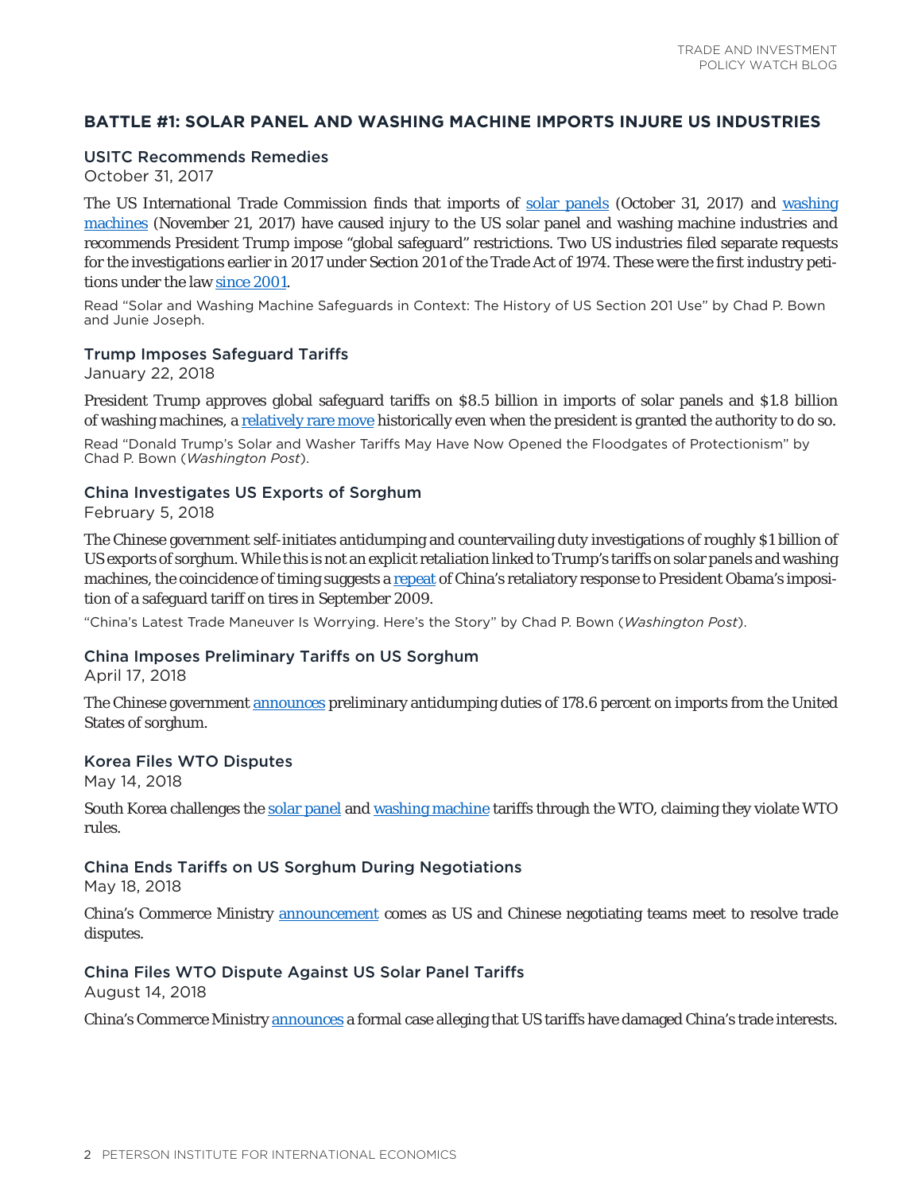## BATTLE #1: SOLAR PANEL AND WASHING MACHINE IMPORTS INJURE US INDUSTRIES

### USITC Recommends Remedies

October 31, 2017

The US International Trade Commission finds that imports of solar panels (October 31, 2017) and washing machines (November 21, 2017) have caused injury to the US solar panel and washing machine industries and recommends President Trump impose "global safeguard" restrictions. Two US industries filed separate requests for the investigations earlier in 2017 under Section 201 of the Trade Act of 1974. These were the first industry petitions under the law since 2001.

Read "Solar and Washing Machine Safeguards in Context: The History of US Section 201 Use" by Chad P. Bown and Junie Joseph.

### Trump Imposes Safeguard Tariffs

January 22, 2018

President Trump approves global safeguard tariffs on $8.5 billion in imports of solar panels and $1.8 billion of washing machines, a relatively rare move historically even when the president is granted the authority to do so.

Read "Donald Trump's Solar and Washer Tariffs May Have Now Opened the Floodgates of Protectionism" by Chad P. Bown (*Washington Post*).

### China Investigates US Exports of Sorghum

February 5, 2018

The Chinese government self-initiates antidumping and countervailing duty investigations of roughly $1 billion of US exports of sorghum. While this is not an explicit retaliation linked to Trump's tariffs on solar panels and washing machines, the coincidence of timing suggests a repeat of China's retaliatory response to President Obama's imposition of a safeguard tariff on tires in September 2009.

"China's Latest Trade Maneuver Is Worrying. Here's the Story" by Chad P. Bown (*Washington Post*).

### China Imposes Preliminary Tariffs on US Sorghum

April 17, 2018

The Chinese government announces preliminary antidumping duties of 178.6 percent on imports from the United States of sorghum.

### Korea Files WTO Disputes

May 14, 2018

South Korea challenges the solar panel and washing machine tariffs through the WTO, claiming they violate WTO rules.

### China Ends Tariffs on US Sorghum During Negotiations

May 18, 2018

China's Commerce Ministry announcement comes as US and Chinese negotiating teams meet to resolve trade disputes.

### China Files WTO Dispute Against US Solar Panel Tariffs

August 14, 2018

China's Commerce Ministry announces a formal case alleging that US tariffs have damaged China's trade interests.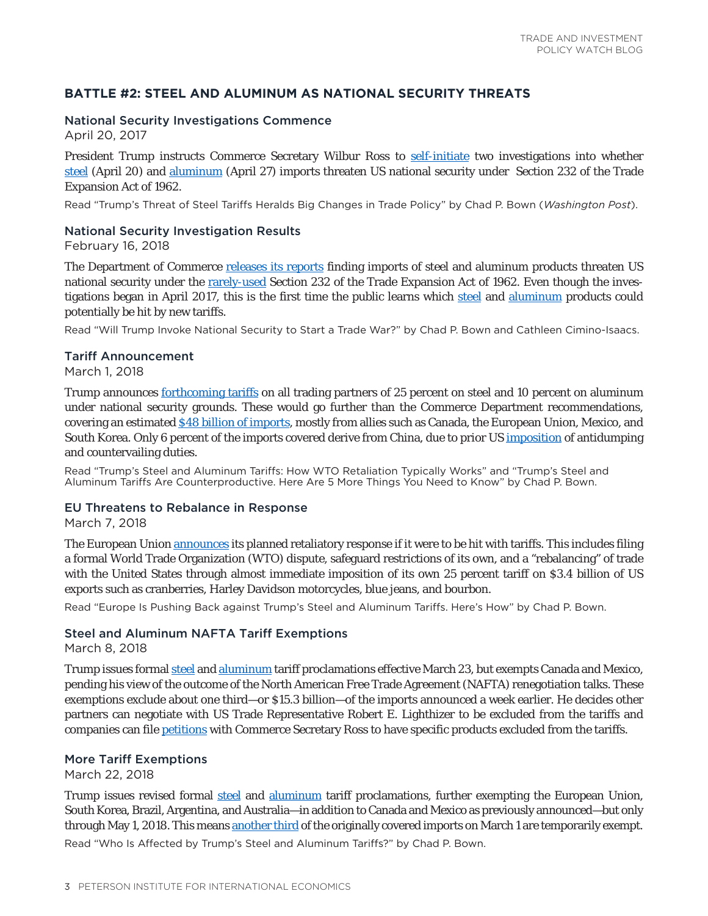## BATTLE #2: STEEL AND ALUMINUM AS NATIONAL SECURITY THREATS

### National Security Investigations Commence

April 20, 2017

President Trump instructs Commerce Secretary Wilbur Ross to self-initiate two investigations into whether steel (April 20) and aluminum (April 27) imports threaten US national security under Section 232 of the Trade Expansion Act of 1962.

Read "Trump's Threat of Steel Tariffs Heralds Big Changes in Trade Policy" by Chad P. Bown (*Washington Post*).

### National Security Investigation Results

February 16, 2018

The Department of Commerce releases its reports finding imports of steel and aluminum products threaten US national security under the rarely-used Section 232 of the Trade Expansion Act of 1962. Even though the investigations began in April 2017, this is the first time the public learns which steel and aluminum products could potentially be hit by new tariffs.

Read "Will Trump Invoke National Security to Start a Trade War?" by Chad P. Bown and Cathleen Cimino-Isaacs.

### Tariff Announcement

March 1, 2018

Trump announces forthcoming tariffs on all trading partners of 25 percent on steel and 10 percent on aluminum under national security grounds. These would go further than the Commerce Department recommendations, covering an estimated $48 billion of imports, mostly from allies such as Canada, the European Union, Mexico, and South Korea. Only 6 percent of the imports covered derive from China, due to prior US imposition of antidumping and countervailing duties.

Read "Trump's Steel and Aluminum Tariffs: How WTO Retaliation Typically Works" and "Trump's Steel and Aluminum Tariffs Are Counterproductive. Here Are 5 More Things You Need to Know" by Chad P. Bown.

### EU Threatens to Rebalance in Response

March 7, 2018

The European Union announces its planned retaliatory response if it were to be hit with tariffs. This includes filing a formal World Trade Organization (WTO) dispute, safeguard restrictions of its own, and a "rebalancing" of trade with the United States through almost immediate imposition of its own 25 percent tariff on $3.4 billion of US exports such as cranberries, Harley Davidson motorcycles, blue jeans, and bourbon.

Read "Europe Is Pushing Back against Trump's Steel and Aluminum Tariffs. Here's How" by Chad P. Bown.

### Steel and Aluminum NAFTA Tariff Exemptions

March 8, 2018

Trump issues formal steel and aluminum tariff proclamations effective March 23, but exempts Canada and Mexico, pending his view of the outcome of the North American Free Trade Agreement (NAFTA) renegotiation talks. These exemptions exclude about one third—or $15.3 billion—of the imports announced a week earlier. He decides other partners can negotiate with US Trade Representative Robert E. Lighthizer to be excluded from the tariffs and companies can file petitions with Commerce Secretary Ross to have specific products excluded from the tariffs.

### More Tariff Exemptions

March 22, 2018

Trump issues revised formal steel and aluminum tariff proclamations, further exempting the European Union, South Korea, Brazil, Argentina, and Australia—in addition to Canada and Mexico as previously announced—but only through May 1, 2018. This means another third of the originally covered imports on March 1 are temporarily exempt.

Read "Who Is Affected by Trump's Steel and Aluminum Tariffs?" by Chad P. Bown.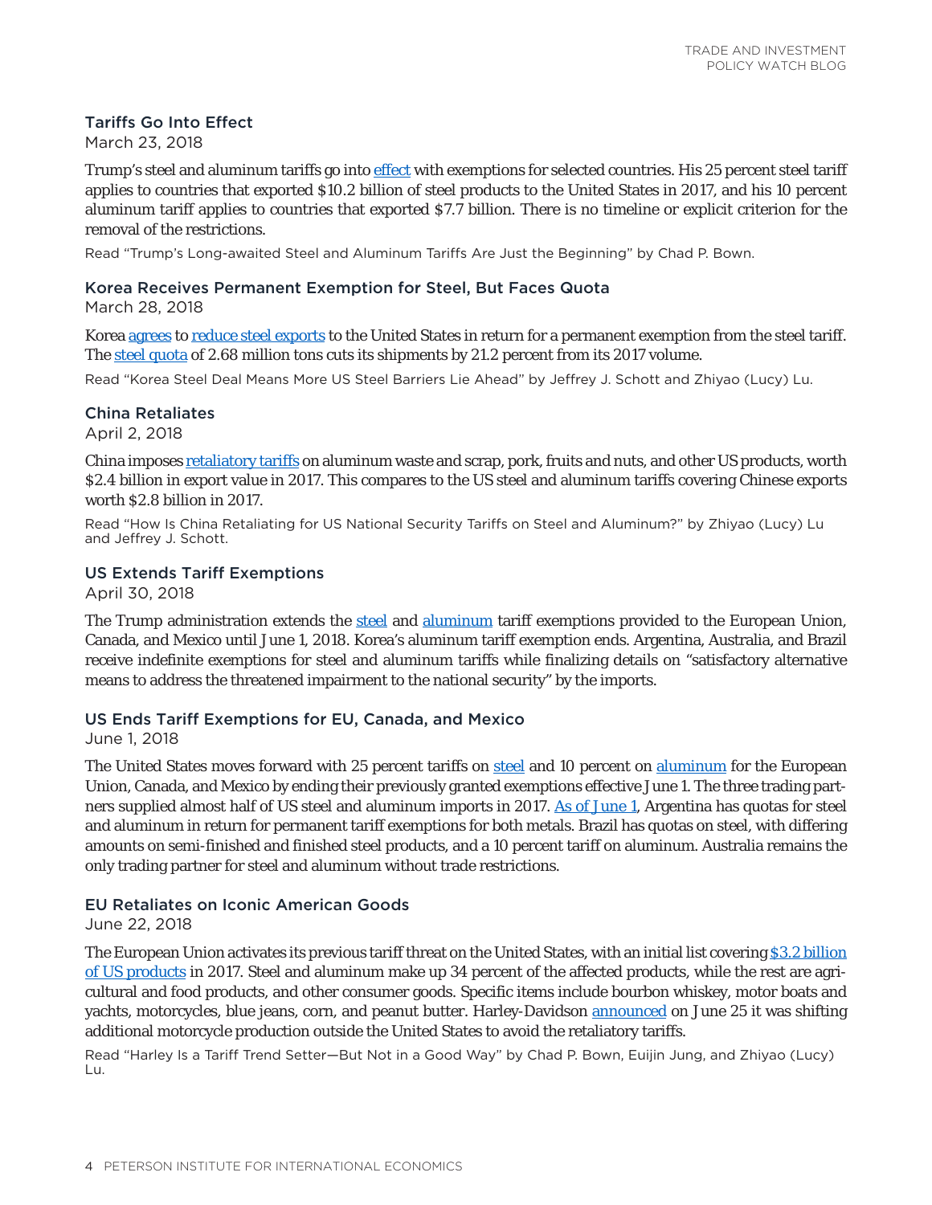### Tariffs Go Into Effect

March 23, 2018

Trump's steel and aluminum tariffs go into effect with exemptions for selected countries. His 25 percent steel tariff applies to countries that exported $10.2 billion of steel products to the United States in 2017, and his 10 percent aluminum tariff applies to countries that exported $7.7 billion. There is no timeline or explicit criterion for the removal of the restrictions.

Read "Trump's Long-awaited Steel and Aluminum Tariffs Are Just the Beginning" by Chad P. Bown.

### Korea Receives Permanent Exemption for Steel, But Faces Quota

March 28, 2018

Korea agrees to reduce steel exports to the United States in return for a permanent exemption from the steel tariff. The steel quota of 2.68 million tons cuts its shipments by 21.2 percent from its 2017 volume.

Read "Korea Steel Deal Means More US Steel Barriers Lie Ahead" by Jeffrey J. Schott and Zhiyao (Lucy) Lu.

### China Retaliates

April 2, 2018

China imposes retaliatory tariffs on aluminum waste and scrap, pork, fruits and nuts, and other US products, worth $2.4 billion in export value in 2017. This compares to the US steel and aluminum tariffs covering Chinese exports worth $2.8 billion in 2017.

Read "How Is China Retaliating for US National Security Tariffs on Steel and Aluminum?" by Zhiyao (Lucy) Lu and Jeffrey J. Schott.

### US Extends Tariff Exemptions

April 30, 2018

The Trump administration extends the steel and aluminum tariff exemptions provided to the European Union, Canada, and Mexico until June 1, 2018. Korea's aluminum tariff exemption ends. Argentina, Australia, and Brazil receive indefinite exemptions for steel and aluminum tariffs while finalizing details on "satisfactory alternative means to address the threatened impairment to the national security" by the imports.

### US Ends Tariff Exemptions for EU, Canada, and Mexico

June 1, 2018

The United States moves forward with 25 percent tariffs on steel and 10 percent on aluminum for the European Union, Canada, and Mexico by ending their previously granted exemptions effective June 1. The three trading partners supplied almost half of US steel and aluminum imports in 2017. As of June 1, Argentina has quotas for steel and aluminum in return for permanent tariff exemptions for both metals. Brazil has quotas on steel, with differing amounts on semi-finished and finished steel products, and a 10 percent tariff on aluminum. Australia remains the only trading partner for steel and aluminum without trade restrictions.

### EU Retaliates on Iconic American Goods

June 22, 2018

The European Union activates its previous tariff threat on the United States, with an initial list covering $3.2 billion of US products in 2017. Steel and aluminum make up 34 percent of the affected products, while the rest are agricultural and food products, and other consumer goods. Specific items include bourbon whiskey, motor boats and yachts, motorcycles, blue jeans, corn, and peanut butter. Harley-Davidson announced on June 25 it was shifting additional motorcycle production outside the United States to avoid the retaliatory tariffs.

Read "Harley Is a Tariff Trend Setter—But Not in a Good Way" by Chad P. Bown, Euijin Jung, and Zhiyao (Lucy) Lu.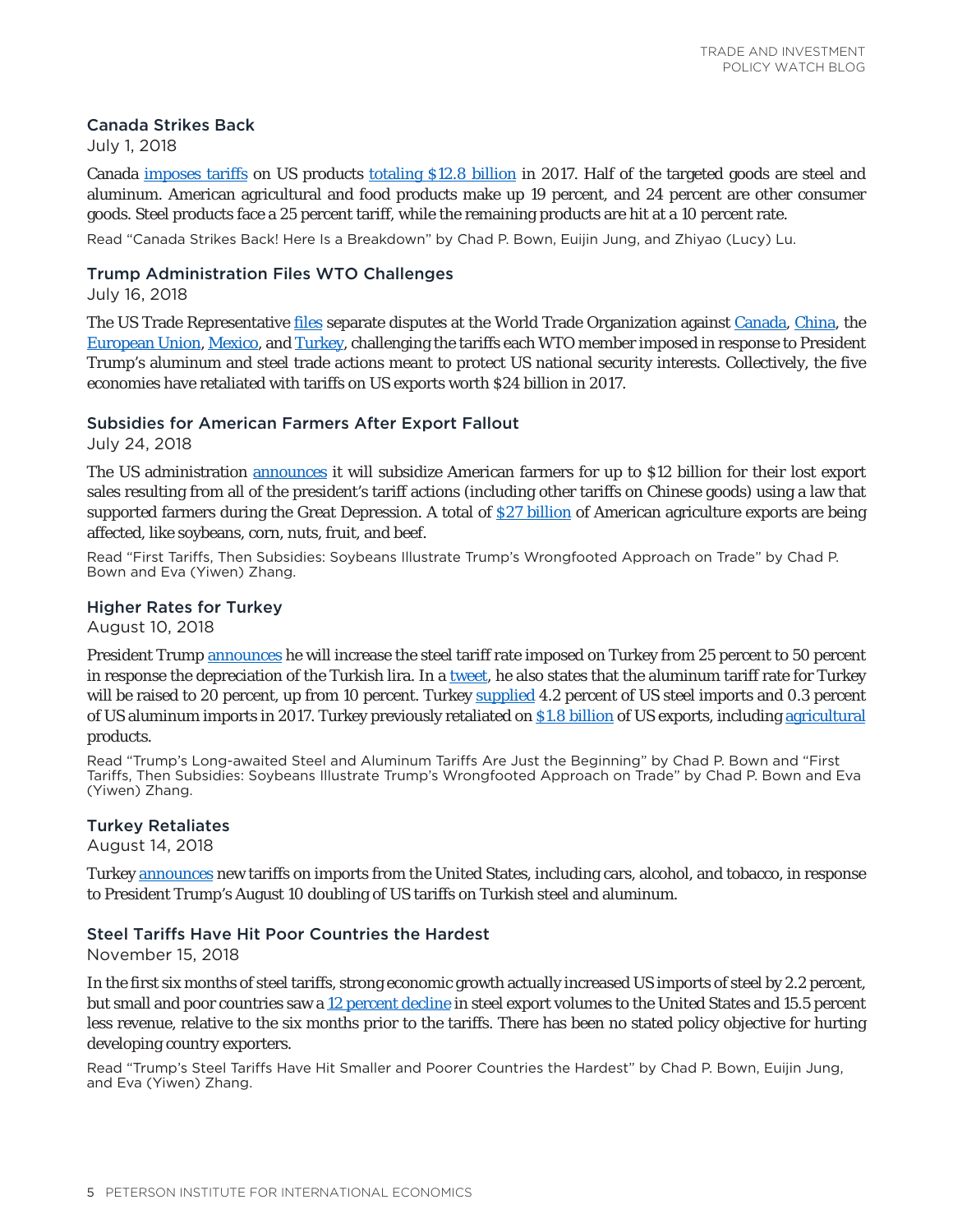### Canada Strikes Back

July 1, 2018

Canada imposes tariffs on US products totaling $12.8 billion in 2017. Half of the targeted goods are steel and aluminum. American agricultural and food products make up 19 percent, and 24 percent are other consumer goods. Steel products face a 25 percent tariff, while the remaining products are hit at a 10 percent rate.

Read "Canada Strikes Back! Here Is a Breakdown" by Chad P. Bown, Euijin Jung, and Zhiyao (Lucy) Lu.

### Trump Administration Files WTO Challenges

July 16, 2018

The US Trade Representative files separate disputes at the World Trade Organization against Canada, China, the European Union, Mexico, and Turkey, challenging the tariffs each WTO member imposed in response to President Trump's aluminum and steel trade actions meant to protect US national security interests. Collectively, the five economies have retaliated with tariffs on US exports worth $24 billion in 2017.

### Subsidies for American Farmers After Export Fallout

July 24, 2018

The US administration announces it will subsidize American farmers for up to $12 billion for their lost export sales resulting from all of the president's tariff actions (including other tariffs on Chinese goods) using a law that supported farmers during the Great Depression. A total of $27 billion of American agriculture exports are being affected, like soybeans, corn, nuts, fruit, and beef.

Read "First Tariffs, Then Subsidies: Soybeans Illustrate Trump's Wrongfooted Approach on Trade" by Chad P. Bown and Eva (Yiwen) Zhang.

### Higher Rates for Turkey

August 10, 2018

President Trump announces he will increase the steel tariff rate imposed on Turkey from 25 percent to 50 percent in response the depreciation of the Turkish lira. In a tweet, he also states that the aluminum tariff rate for Turkey will be raised to 20 percent, up from 10 percent. Turkey supplied 4.2 percent of US steel imports and 0.3 percent of US aluminum imports in 2017. Turkey previously retaliated on $1.8 billion of US exports, including agricultural products.

Read "Trump's Long-awaited Steel and Aluminum Tariffs Are Just the Beginning" by Chad P. Bown and "First Tariffs, Then Subsidies: Soybeans Illustrate Trump's Wrongfooted Approach on Trade" by Chad P. Bown and Eva (Yiwen) Zhang.

### Turkey Retaliates

August 14, 2018

Turkey announces new tariffs on imports from the United States, including cars, alcohol, and tobacco, in response to President Trump's August 10 doubling of US tariffs on Turkish steel and aluminum.

### Steel Tariffs Have Hit Poor Countries the Hardest

November 15, 2018

In the first six months of steel tariffs, strong economic growth actually increased US imports of steel by 2.2 percent, but small and poor countries saw a 12 percent decline in steel export volumes to the United States and 15.5 percent less revenue, relative to the six months prior to the tariffs. There has been no stated policy objective for hurting developing country exporters.

Read "Trump's Steel Tariffs Have Hit Smaller and Poorer Countries the Hardest" by Chad P. Bown, Euijin Jung, and Eva (Yiwen) Zhang.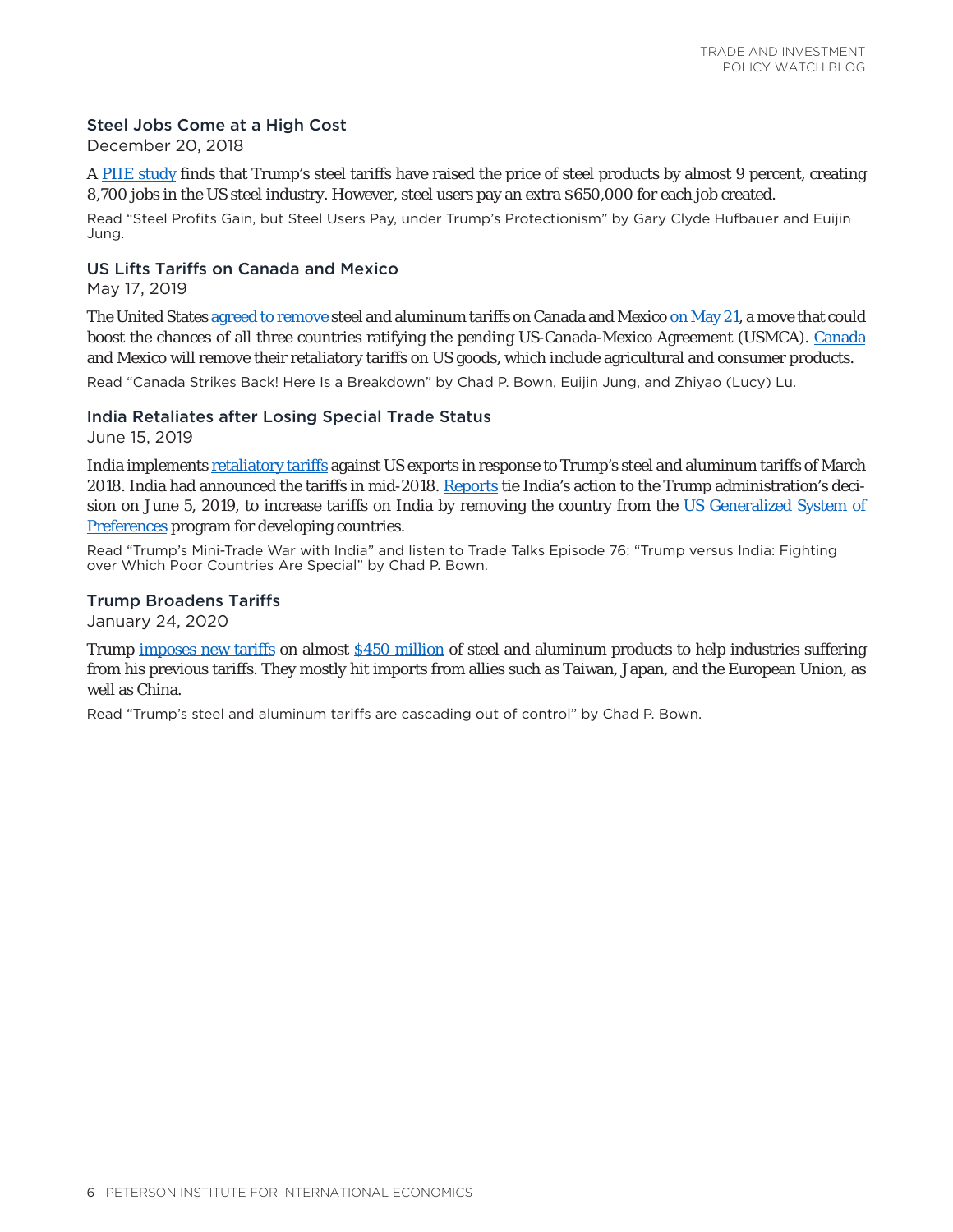### Steel Jobs Come at a High Cost

December 20, 2018

A PIIE study finds that Trump's steel tariffs have raised the price of steel products by almost 9 percent, creating 8,700 jobs in the US steel industry. However, steel users pay an extra $650,000 for each job created.

Read "Steel Profits Gain, but Steel Users Pay, under Trump's Protectionism" by Gary Clyde Hufbauer and Euijin Jung.

### US Lifts Tariffs on Canada and Mexico

May 17, 2019

The United States agreed to remove steel and aluminum tariffs on Canada and Mexico on May 21, a move that could boost the chances of all three countries ratifying the pending US-Canada-Mexico Agreement (USMCA). Canada and Mexico will remove their retaliatory tariffs on US goods, which include agricultural and consumer products.

Read "Canada Strikes Back! Here Is a Breakdown" by Chad P. Bown, Euijin Jung, and Zhiyao (Lucy) Lu.

### India Retaliates after Losing Special Trade Status

June 15, 2019

India implements retaliatory tariffs against US exports in response to Trump's steel and aluminum tariffs of March 2018. India had announced the tariffs in mid-2018. Reports tie India's action to the Trump administration's decision on June 5, 2019, to increase tariffs on India by removing the country from the US Generalized System of Preferences program for developing countries.

Read "Trump's Mini-Trade War with India" and listen to Trade Talks Episode 76: "Trump versus India: Fighting over Which Poor Countries Are Special" by Chad P. Bown.

### Trump Broadens Tariffs

January 24, 2020

Trump imposes new tariffs on almost $450 million of steel and aluminum products to help industries suffering from his previous tariffs. They mostly hit imports from allies such as Taiwan, Japan, and the European Union, as well as China.

Read "Trump's steel and aluminum tariffs are cascading out of control" by Chad P. Bown.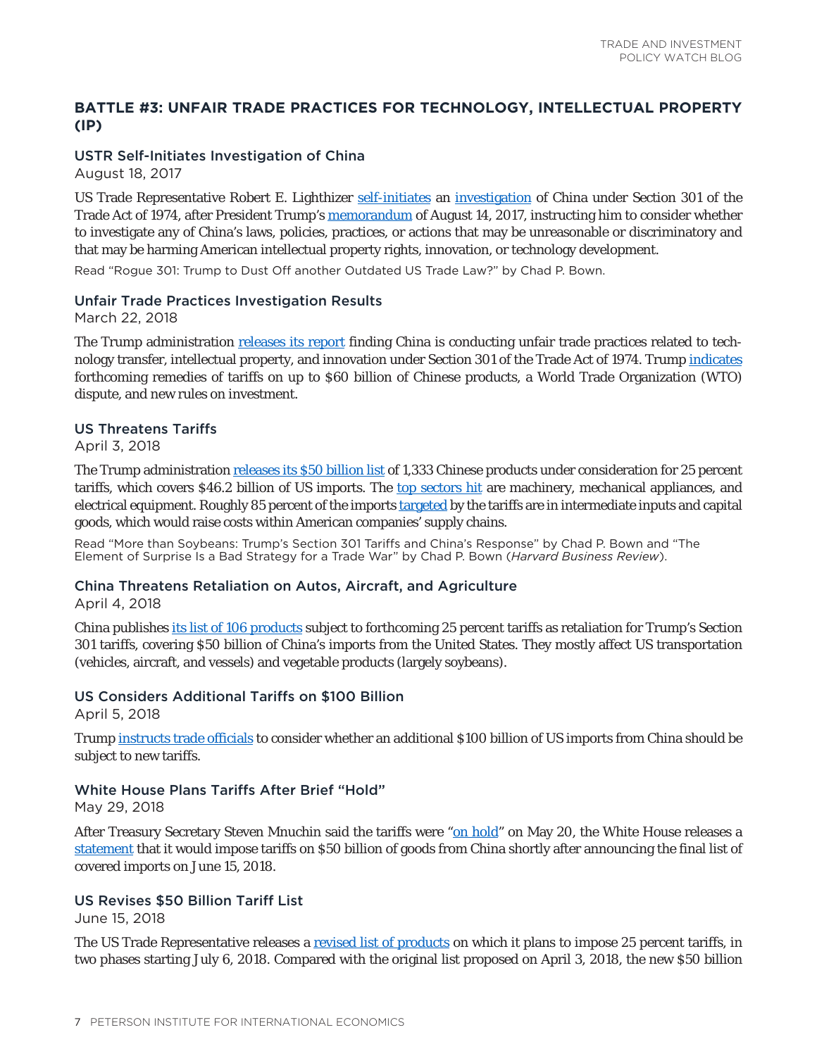## BATTLE #3: UNFAIR TRADE PRACTICES FOR TECHNOLOGY, INTELLECTUAL PROPERTY (IP)

### USTR Self-Initiates Investigation of China

August 18, 2017

US Trade Representative Robert E. Lighthizer self-initiates an investigation of China under Section 301 of the Trade Act of 1974, after President Trump's memorandum of August 14, 2017, instructing him to consider whether to investigate any of China's laws, policies, practices, or actions that may be unreasonable or discriminatory and that may be harming American intellectual property rights, innovation, or technology development.

Read "Rogue 301: Trump to Dust Off another Outdated US Trade Law?" by Chad P. Bown.

### Unfair Trade Practices Investigation Results

March 22, 2018

The Trump administration releases its report finding China is conducting unfair trade practices related to technology transfer, intellectual property, and innovation under Section 301 of the Trade Act of 1974. Trump indicates forthcoming remedies of tariffs on up to $60 billion of Chinese products, a World Trade Organization (WTO) dispute, and new rules on investment.

### US Threatens Tariffs

April 3, 2018

The Trump administration releases its $50 billion list of 1,333 Chinese products under consideration for 25 percent tariffs, which covers $46.2 billion of US imports. The top sectors hit are machinery, mechanical appliances, and electrical equipment. Roughly 85 percent of the imports targeted by the tariffs are in intermediate inputs and capital goods, which would raise costs within American companies' supply chains.

Read "More than Soybeans: Trump's Section 301 Tariffs and China's Response" by Chad P. Bown and "The Element of Surprise Is a Bad Strategy for a Trade War" by Chad P. Bown (*Harvard Business Review*).

### China Threatens Retaliation on Autos, Aircraft, and Agriculture

April 4, 2018

China publishes its list of 106 products subject to forthcoming 25 percent tariffs as retaliation for Trump's Section 301 tariffs, covering $50 billion of China's imports from the United States. They mostly affect US transportation (vehicles, aircraft, and vessels) and vegetable products (largely soybeans).

### US Considers Additional Tariffs on $100 Billion

April 5, 2018

Trump instructs trade officials to consider whether an additional $100 billion of US imports from China should be subject to new tariffs.

### White House Plans Tariffs After Brief "Hold"

May 29, 2018

After Treasury Secretary Steven Mnuchin said the tariffs were "on hold" on May 20, the White House releases a statement that it would impose tariffs on $50 billion of goods from China shortly after announcing the final list of covered imports on June 15, 2018.

### US Revises $50 Billion Tariff List

June 15, 2018

The US Trade Representative releases a revised list of products on which it plans to impose 25 percent tariffs, in two phases starting July 6, 2018. Compared with the original list proposed on April 3, 2018, the new $50 billion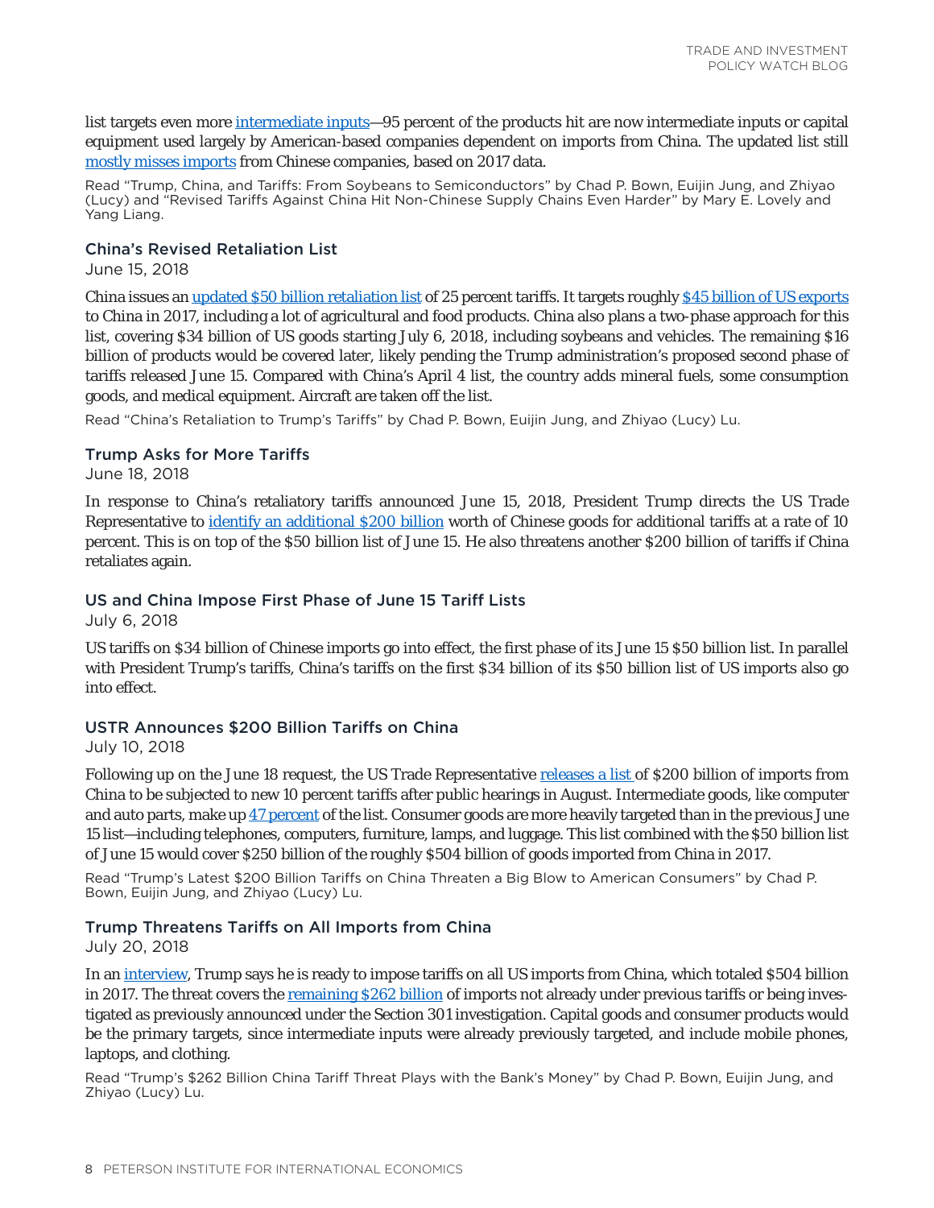list targets even more intermediate inputs—95 percent of the products hit are now intermediate inputs or capital equipment used largely by American-based companies dependent on imports from China. The updated list still mostly misses imports from Chinese companies, based on 2017 data.

Read "Trump, China, and Tariffs: From Soybeans to Semiconductors" by Chad P. Bown, Euijin Jung, and Zhiyao (Lucy) and "Revised Tariffs Against China Hit Non-Chinese Supply Chains Even Harder" by Mary E. Lovely and Yang Liang.

### China's Revised Retaliation List

June 15, 2018

China issues an updated $50 billion retaliation list of 25 percent tariffs. It targets roughly $45 billion of US exports to China in 2017, including a lot of agricultural and food products. China also plans a two-phase approach for this list, covering $34 billion of US goods starting July 6, 2018, including soybeans and vehicles. The remaining $16 billion of products would be covered later, likely pending the Trump administration's proposed second phase of tariffs released June 15. Compared with China's April 4 list, the country adds mineral fuels, some consumption goods, and medical equipment. Aircraft are taken off the list.

Read "China's Retaliation to Trump's Tariffs" by Chad P. Bown, Euijin Jung, and Zhiyao (Lucy) Lu.

### Trump Asks for More Tariffs

June 18, 2018

In response to China's retaliatory tariffs announced June 15, 2018, President Trump directs the US Trade Representative to identify an additional $200 billion worth of Chinese goods for additional tariffs at a rate of 10 percent. This is on top of the $50 billion list of June 15. He also threatens another $200 billion of tariffs if China retaliates again.

### US and China Impose First Phase of June 15 Tariff Lists

July 6, 2018

US tariffs on $34 billion of Chinese imports go into effect, the first phase of its June 15 $50 billion list. In parallel with President Trump's tariffs, China's tariffs on the first $34 billion of its $50 billion list of US imports also go into effect.

### USTR Announces $200 Billion Tariffs on China

July 10, 2018

Following up on the June 18 request, the US Trade Representative releases a list of $200 billion of imports from China to be subjected to new 10 percent tariffs after public hearings in August. Intermediate goods, like computer and auto parts, make up 47 percent of the list. Consumer goods are more heavily targeted than in the previous June 15 list—including telephones, computers, furniture, lamps, and luggage. This list combined with the $50 billion list of June 15 would cover $250 billion of the roughly $504 billion of goods imported from China in 2017.

Read "Trump's Latest $200 Billion Tariffs on China Threaten a Big Blow to American Consumers" by Chad P. Bown, Euijin Jung, and Zhiyao (Lucy) Lu.

### Trump Threatens Tariffs on All Imports from China

July 20, 2018

In an interview, Trump says he is ready to impose tariffs on all US imports from China, which totaled $504 billion in 2017. The threat covers the remaining $262 billion of imports not already under previous tariffs or being investigated as previously announced under the Section 301 investigation. Capital goods and consumer products would be the primary targets, since intermediate inputs were already previously targeted, and include mobile phones, laptops, and clothing.

Read "Trump's $262 Billion China Tariff Threat Plays with the Bank's Money" by Chad P. Bown, Euijin Jung, and Zhiyao (Lucy) Lu.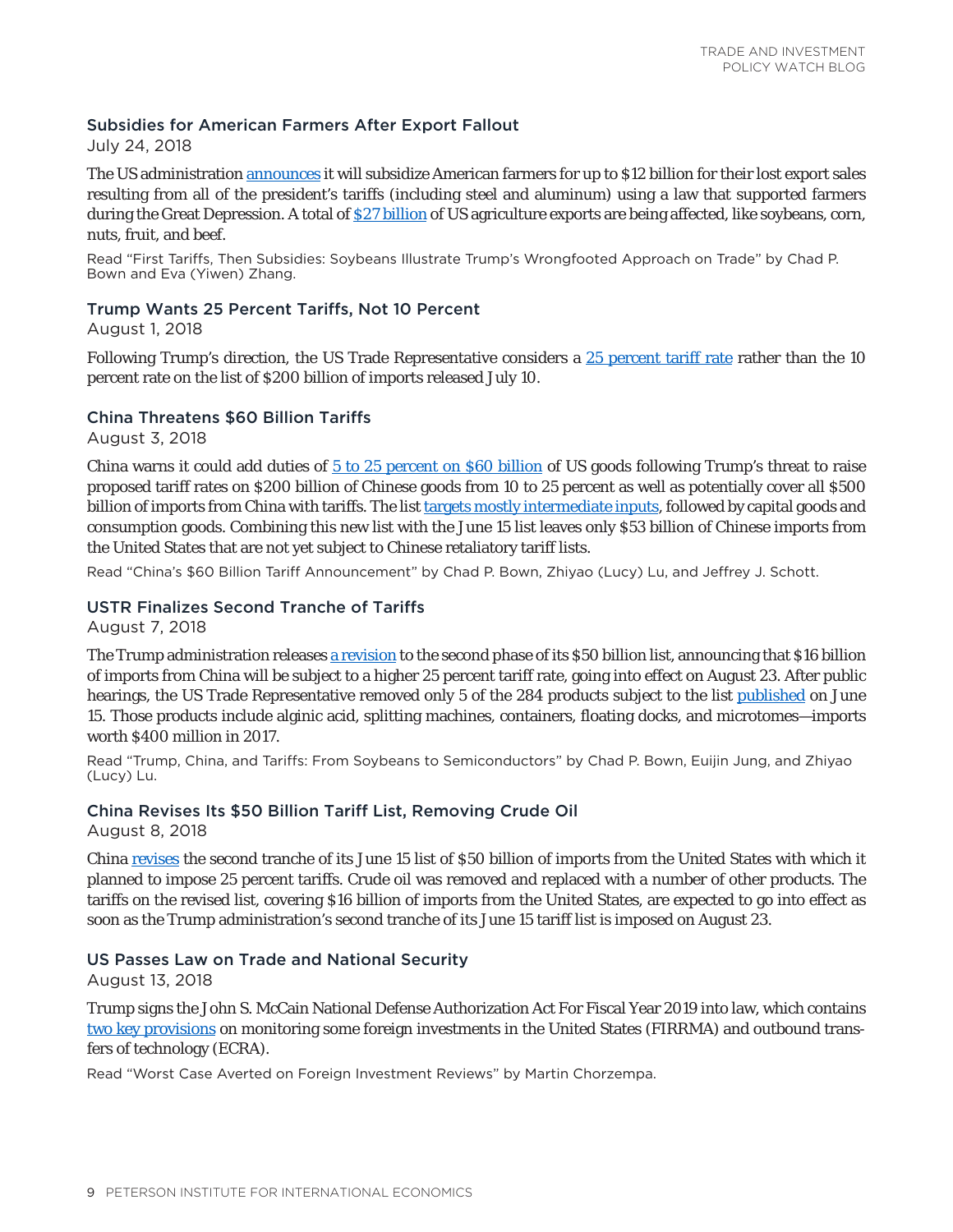### Subsidies for American Farmers After Export Fallout

July 24, 2018

The US administration announces it will subsidize American farmers for up to $12 billion for their lost export sales resulting from all of the president's tariffs (including steel and aluminum) using a law that supported farmers during the Great Depression. A total of $27 billion of US agriculture exports are being affected, like soybeans, corn, nuts, fruit, and beef.

Read "First Tariffs, Then Subsidies: Soybeans Illustrate Trump's Wrongfooted Approach on Trade" by Chad P. Bown and Eva (Yiwen) Zhang.

### Trump Wants 25 Percent Tariffs, Not 10 Percent

August 1, 2018

Following Trump's direction, the US Trade Representative considers a 25 percent tariff rate rather than the 10 percent rate on the list of $200 billion of imports released July 10.

### China Threatens $60 Billion Tariffs

August 3, 2018

China warns it could add duties of 5 to 25 percent on $60 billion of US goods following Trump's threat to raise proposed tariff rates on $200 billion of Chinese goods from 10 to 25 percent as well as potentially cover all $500 billion of imports from China with tariffs. The list targets mostly intermediate inputs, followed by capital goods and consumption goods. Combining this new list with the June 15 list leaves only $53 billion of Chinese imports from the United States that are not yet subject to Chinese retaliatory tariff lists.

Read "China's $60 Billion Tariff Announcement" by Chad P. Bown, Zhiyao (Lucy) Lu, and Jeffrey J. Schott.

### USTR Finalizes Second Tranche of Tariffs

August 7, 2018

The Trump administration releases a revision to the second phase of its $50 billion list, announcing that $16 billion of imports from China will be subject to a higher 25 percent tariff rate, going into effect on August 23. After public hearings, the US Trade Representative removed only 5 of the 284 products subject to the list published on June 15. Those products include alginic acid, splitting machines, containers, floating docks, and microtomes—imports worth $400 million in 2017.

Read "Trump, China, and Tariffs: From Soybeans to Semiconductors" by Chad P. Bown, Euijin Jung, and Zhiyao (Lucy) Lu.

### China Revises Its $50 Billion Tariff List, Removing Crude Oil

August 8, 2018

China revises the second tranche of its June 15 list of $50 billion of imports from the United States with which it planned to impose 25 percent tariffs. Crude oil was removed and replaced with a number of other products. The tariffs on the revised list, covering $16 billion of imports from the United States, are expected to go into effect as soon as the Trump administration's second tranche of its June 15 tariff list is imposed on August 23.

### US Passes Law on Trade and National Security

August 13, 2018

Trump signs the John S. McCain National Defense Authorization Act For Fiscal Year 2019 into law, which contains two key provisions on monitoring some foreign investments in the United States (FIRRMA) and outbound transfers of technology (ECRA).

Read "Worst Case Averted on Foreign Investment Reviews" by Martin Chorzempa.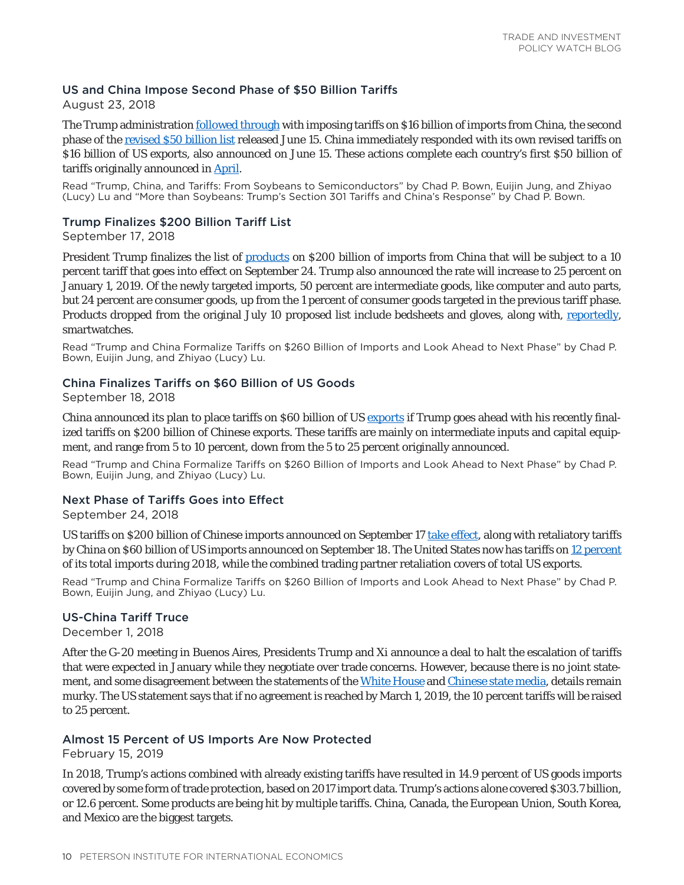### US and China Impose Second Phase of $50 Billion Tariffs

August 23, 2018

The Trump administration followed through with imposing tariffs on $16 billion of imports from China, the second phase of the revised $50 billion list released June 15. China immediately responded with its own revised tariffs on $16 billion of US exports, also announced on June 15. These actions complete each country's first $50 billion of tariffs originally announced in April.

Read "Trump, China, and Tariffs: From Soybeans to Semiconductors" by Chad P. Bown, Euijin Jung, and Zhiyao (Lucy) Lu and "More than Soybeans: Trump's Section 301 Tariffs and China's Response" by Chad P. Bown.

### Trump Finalizes $200 Billion Tariff List

September 17, 2018

President Trump finalizes the list of products on $200 billion of imports from China that will be subject to a 10 percent tariff that goes into effect on September 24. Trump also announced the rate will increase to 25 percent on January 1, 2019. Of the newly targeted imports, 50 percent are intermediate goods, like computer and auto parts, but 24 percent are consumer goods, up from the 1 percent of consumer goods targeted in the previous tariff phase. Products dropped from the original July 10 proposed list include bedsheets and gloves, along with, reportedly, smartwatches.

Read "Trump and China Formalize Tariffs on $260 Billion of Imports and Look Ahead to Next Phase" by Chad P. Bown, Euijin Jung, and Zhiyao (Lucy) Lu.

### China Finalizes Tariffs on $60 Billion of US Goods

September 18, 2018

China announced its plan to place tariffs on $60 billion of US exports if Trump goes ahead with his recently finalized tariffs on $200 billion of Chinese exports. These tariffs are mainly on intermediate inputs and capital equipment, and range from 5 to 10 percent, down from the 5 to 25 percent originally announced.

Read "Trump and China Formalize Tariffs on $260 Billion of Imports and Look Ahead to Next Phase" by Chad P. Bown, Euijin Jung, and Zhiyao (Lucy) Lu.

### Next Phase of Tariffs Goes into Effect

September 24, 2018

US tariffs on $200 billion of Chinese imports announced on September 17 take effect, along with retaliatory tariffs by China on $60 billion of US imports announced on September 18. The United States now has tariffs on 12 percent of its total imports during 2018, while the combined trading partner retaliation covers of total US exports.

Read "Trump and China Formalize Tariffs on $260 Billion of Imports and Look Ahead to Next Phase" by Chad P. Bown, Euijin Jung, and Zhiyao (Lucy) Lu.

### US-China Tariff Truce

December 1, 2018

After the G-20 meeting in Buenos Aires, Presidents Trump and Xi announce a deal to halt the escalation of tariffs that were expected in January while they negotiate over trade concerns. However, because there is no joint statement, and some disagreement between the statements of the White House and Chinese state media, details remain murky. The US statement says that if no agreement is reached by March 1, 2019, the 10 percent tariffs will be raised to 25 percent.

### Almost 15 Percent of US Imports Are Now Protected

February 15, 2019

In 2018, Trump's actions combined with already existing tariffs have resulted in 14.9 percent of US goods imports covered by some form of trade protection, based on 2017 import data. Trump's actions alone covered $303.7 billion, or 12.6 percent. Some products are being hit by multiple tariffs. China, Canada, the European Union, South Korea, and Mexico are the biggest targets.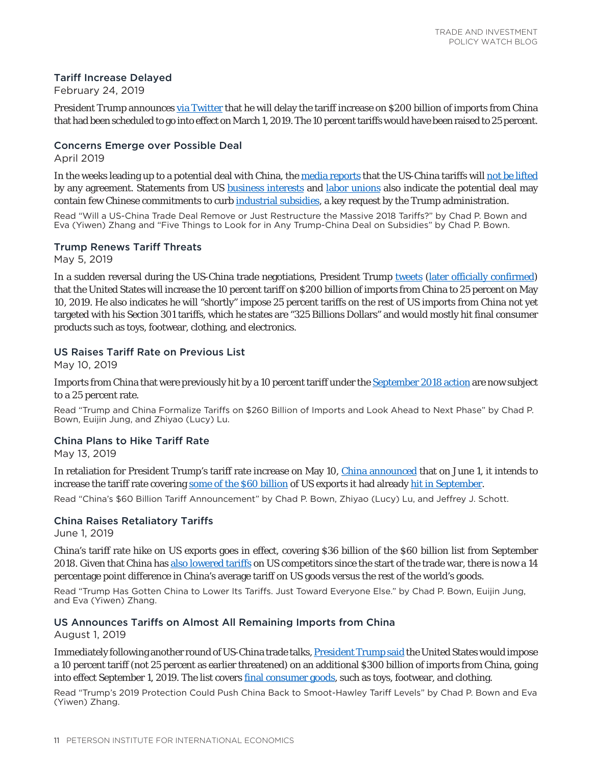### Tariff Increase Delayed

February 24, 2019

President Trump announces via Twitter that he will delay the tariff increase on $200 billion of imports from China that had been scheduled to go into effect on March 1, 2019. The 10 percent tariffs would have been raised to 25 percent.

### Concerns Emerge over Possible Deal

April 2019

In the weeks leading up to a potential deal with China, the media reports that the US-China tariffs will not be lifted by any agreement. Statements from US business interests and labor unions also indicate the potential deal may contain few Chinese commitments to curb industrial subsidies, a key request by the Trump administration.

Read "Will a US-China Trade Deal Remove or Just Restructure the Massive 2018 Tariffs?" by Chad P. Bown and Eva (Yiwen) Zhang and "Five Things to Look for in Any Trump-China Deal on Subsidies" by Chad P. Bown.

### Trump Renews Tariff Threats

May 5, 2019

In a sudden reversal during the US-China trade negotiations, President Trump tweets (later officially confirmed) that the United States will increase the 10 percent tariff on $200 billion of imports from China to 25 percent on May 10, 2019. He also indicates he will "shortly" impose 25 percent tariffs on the rest of US imports from China not yet targeted with his Section 301 tariffs, which he states are "325 Billions Dollars" and would mostly hit final consumer products such as toys, footwear, clothing, and electronics.

### US Raises Tariff Rate on Previous List

May 10, 2019

Imports from China that were previously hit by a 10 percent tariff under the September 2018 action are now subject to a 25 percent rate.

Read "Trump and China Formalize Tariffs on $260 Billion of Imports and Look Ahead to Next Phase" by Chad P. Bown, Euijin Jung, and Zhiyao (Lucy) Lu.

### China Plans to Hike Tariff Rate

May 13, 2019

In retaliation for President Trump's tariff rate increase on May 10, China announced that on June 1, it intends to increase the tariff rate covering some of the $60 billion of US exports it had already hit in September.

Read "China's $60 Billion Tariff Announcement" by Chad P. Bown, Zhiyao (Lucy) Lu, and Jeffrey J. Schott.

### China Raises Retaliatory Tariffs

June 1, 2019

China's tariff rate hike on US exports goes in effect, covering $36 billion of the $60 billion list from September 2018. Given that China has also lowered tariffs on US competitors since the start of the trade war, there is now a 14 percentage point difference in China's average tariff on US goods versus the rest of the world's goods.

Read "Trump Has Gotten China to Lower Its Tariffs. Just Toward Everyone Else." by Chad P. Bown, Euijin Jung, and Eva (Yiwen) Zhang.

### US Announces Tariffs on Almost All Remaining Imports from China

August 1, 2019

Immediately following another round of US-China trade talks, President Trump said the United States would impose a 10 percent tariff (not 25 percent as earlier threatened) on an additional $300 billion of imports from China, going into effect September 1, 2019. The list covers final consumer goods, such as toys, footwear, and clothing.

Read "Trump's 2019 Protection Could Push China Back to Smoot-Hawley Tariff Levels" by Chad P. Bown and Eva (Yiwen) Zhang.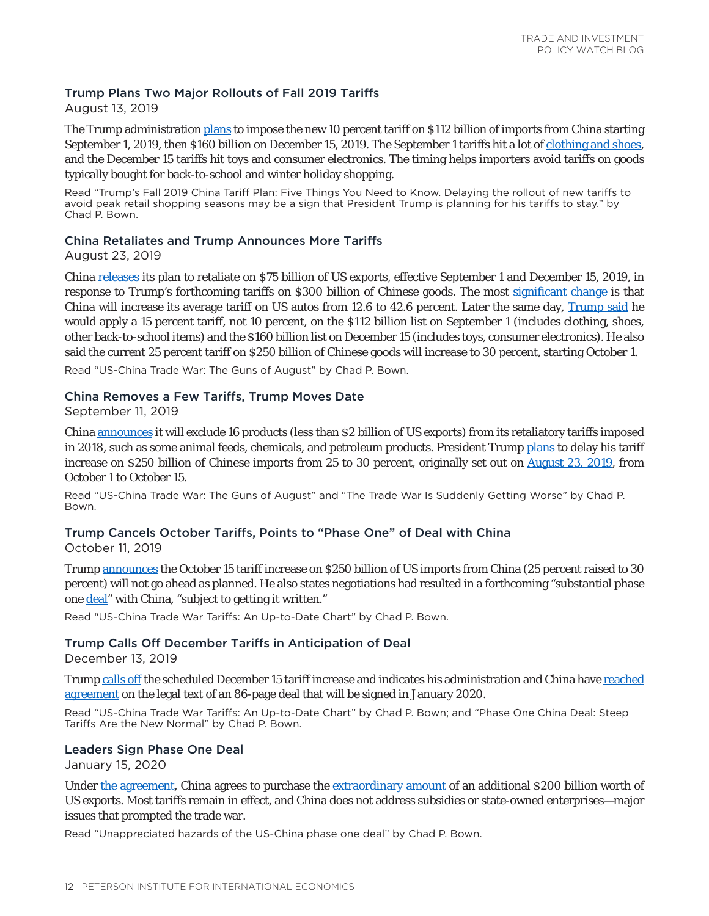### Trump Plans Two Major Rollouts of Fall 2019 Tariffs

August 13, 2019

The Trump administration plans to impose the new 10 percent tariff on $112 billion of imports from China starting September 1, 2019, then $160 billion on December 15, 2019. The September 1 tariffs hit a lot of clothing and shoes, and the December 15 tariffs hit toys and consumer electronics. The timing helps importers avoid tariffs on goods typically bought for back-to-school and winter holiday shopping.

Read "Trump's Fall 2019 China Tariff Plan: Five Things You Need to Know. Delaying the rollout of new tariffs to avoid peak retail shopping seasons may be a sign that President Trump is planning for his tariffs to stay." by Chad P. Bown.

### China Retaliates and Trump Announces More Tariffs

August 23, 2019

China releases its plan to retaliate on $75 billion of US exports, effective September 1 and December 15, 2019, in response to Trump's forthcoming tariffs on $300 billion of Chinese goods. The most significant change is that China will increase its average tariff on US autos from 12.6 to 42.6 percent. Later the same day, Trump said he would apply a 15 percent tariff, not 10 percent, on the $112 billion list on September 1 (includes clothing, shoes, other back-to-school items) and the $160 billion list on December 15 (includes toys, consumer electronics). He also said the current 25 percent tariff on $250 billion of Chinese goods will increase to 30 percent, starting October 1.

Read "US-China Trade War: The Guns of August" by Chad P. Bown.

### China Removes a Few Tariffs, Trump Moves Date

September 11, 2019

China announces it will exclude 16 products (less than $2 billion of US exports) from its retaliatory tariffs imposed in 2018, such as some animal feeds, chemicals, and petroleum products. President Trump plans to delay his tariff increase on $250 billion of Chinese imports from 25 to 30 percent, originally set out on August 23, 2019, from October 1 to October 15.

Read "US-China Trade War: The Guns of August" and "The Trade War Is Suddenly Getting Worse" by Chad P. Bown.

### Trump Cancels October Tariffs, Points to "Phase One" of Deal with China

October 11, 2019

Trump announces the October 15 tariff increase on $250 billion of US imports from China (25 percent raised to 30 percent) will not go ahead as planned. He also states negotiations had resulted in a forthcoming "substantial phase one deal" with China, "subject to getting it written."

Read "US-China Trade War Tariffs: An Up-to-Date Chart" by Chad P. Bown.

### Trump Calls Off December Tariffs in Anticipation of Deal

December 13, 2019

Trump calls off the scheduled December 15 tariff increase and indicates his administration and China have reached agreement on the legal text of an 86-page deal that will be signed in January 2020.

Read "US-China Trade War Tariffs: An Up-to-Date Chart" by Chad P. Bown; and "Phase One China Deal: Steep Tariffs Are the New Normal" by Chad P. Bown.

### Leaders Sign Phase One Deal

January 15, 2020

Under the agreement, China agrees to purchase the extraordinary amount of an additional $200 billion worth of US exports. Most tariffs remain in effect, and China does not address subsidies or state-owned enterprises—major issues that prompted the trade war.

Read "Unappreciated hazards of the US-China phase one deal" by Chad P. Bown.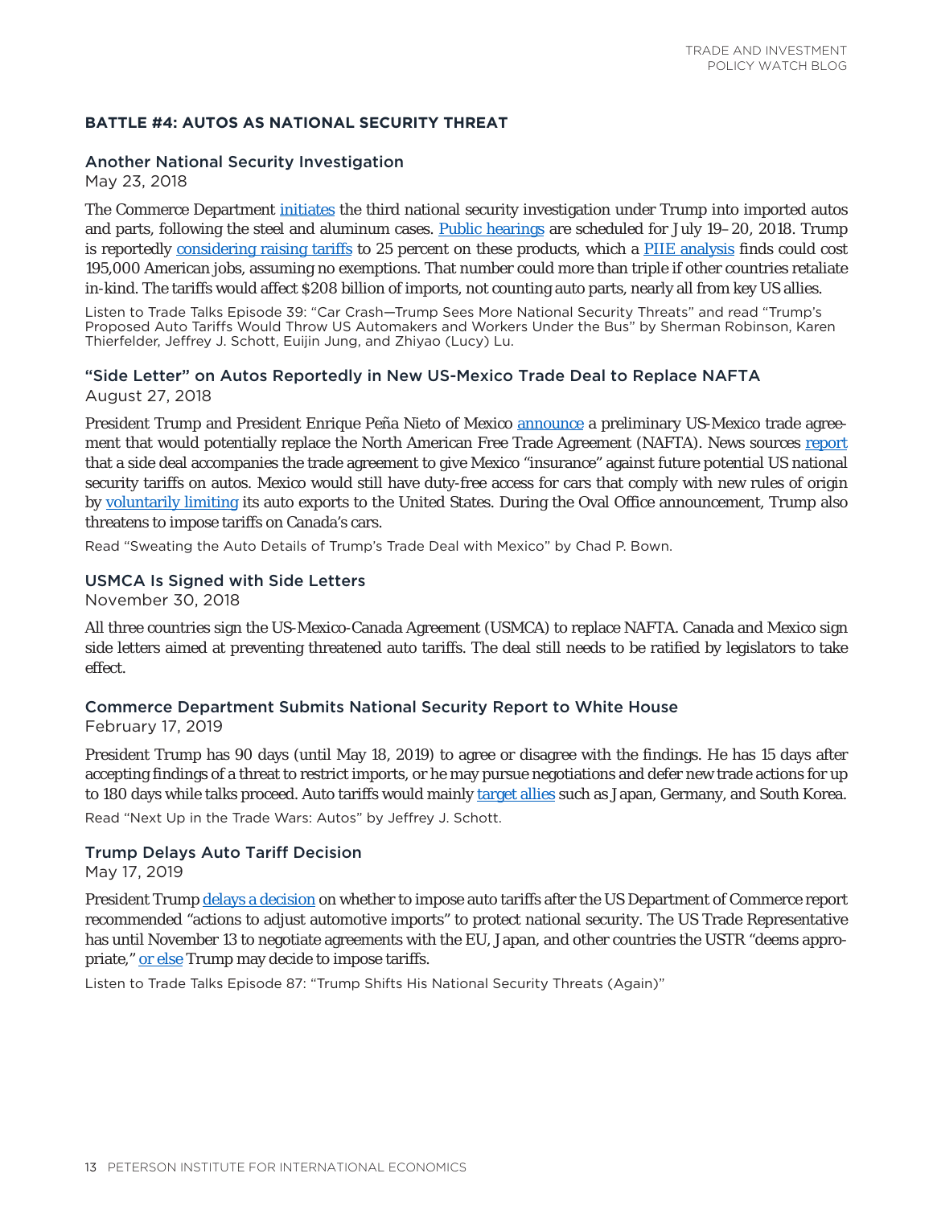## BATTLE #4: AUTOS AS NATIONAL SECURITY THREAT

### Another National Security Investigation

May 23, 2018

The Commerce Department initiates the third national security investigation under Trump into imported autos and parts, following the steel and aluminum cases. Public hearings are scheduled for July 19–20, 2018. Trump is reportedly considering raising tariffs to 25 percent on these products, which a PIIE analysis finds could cost 195,000 American jobs, assuming no exemptions. That number could more than triple if other countries retaliate in-kind. The tariffs would affect $208 billion of imports, not counting auto parts, nearly all from key US allies.

Listen to Trade Talks Episode 39: "Car Crash—Trump Sees More National Security Threats" and read "Trump's Proposed Auto Tariffs Would Throw US Automakers and Workers Under the Bus" by Sherman Robinson, Karen Thierfelder, Jeffrey J. Schott, Euijin Jung, and Zhiyao (Lucy) Lu.

### "Side Letter" on Autos Reportedly in New US-Mexico Trade Deal to Replace NAFTA

August 27, 2018

President Trump and President Enrique Peña Nieto of Mexico announce a preliminary US-Mexico trade agreement that would potentially replace the North American Free Trade Agreement (NAFTA). News sources report that a side deal accompanies the trade agreement to give Mexico "insurance" against future potential US national security tariffs on autos. Mexico would still have duty-free access for cars that comply with new rules of origin by voluntarily limiting its auto exports to the United States. During the Oval Office announcement, Trump also threatens to impose tariffs on Canada's cars.

Read "Sweating the Auto Details of Trump's Trade Deal with Mexico" by Chad P. Bown.

### USMCA Is Signed with Side Letters

November 30, 2018

All three countries sign the US-Mexico-Canada Agreement (USMCA) to replace NAFTA. Canada and Mexico sign side letters aimed at preventing threatened auto tariffs. The deal still needs to be ratified by legislators to take effect.

### Commerce Department Submits National Security Report to White House

February 17, 2019

President Trump has 90 days (until May 18, 2019) to agree or disagree with the findings. He has 15 days after accepting findings of a threat to restrict imports, or he may pursue negotiations and defer new trade actions for up to 180 days while talks proceed. Auto tariffs would mainly target allies such as Japan, Germany, and South Korea.

Read "Next Up in the Trade Wars: Autos" by Jeffrey J. Schott.

### Trump Delays Auto Tariff Decision

May 17, 2019

President Trump delays a decision on whether to impose auto tariffs after the US Department of Commerce report recommended "actions to adjust automotive imports" to protect national security. The US Trade Representative has until November 13 to negotiate agreements with the EU, Japan, and other countries the USTR "deems appropriate," or else Trump may decide to impose tariffs.

Listen to Trade Talks Episode 87: "Trump Shifts His National Security Threats (Again)"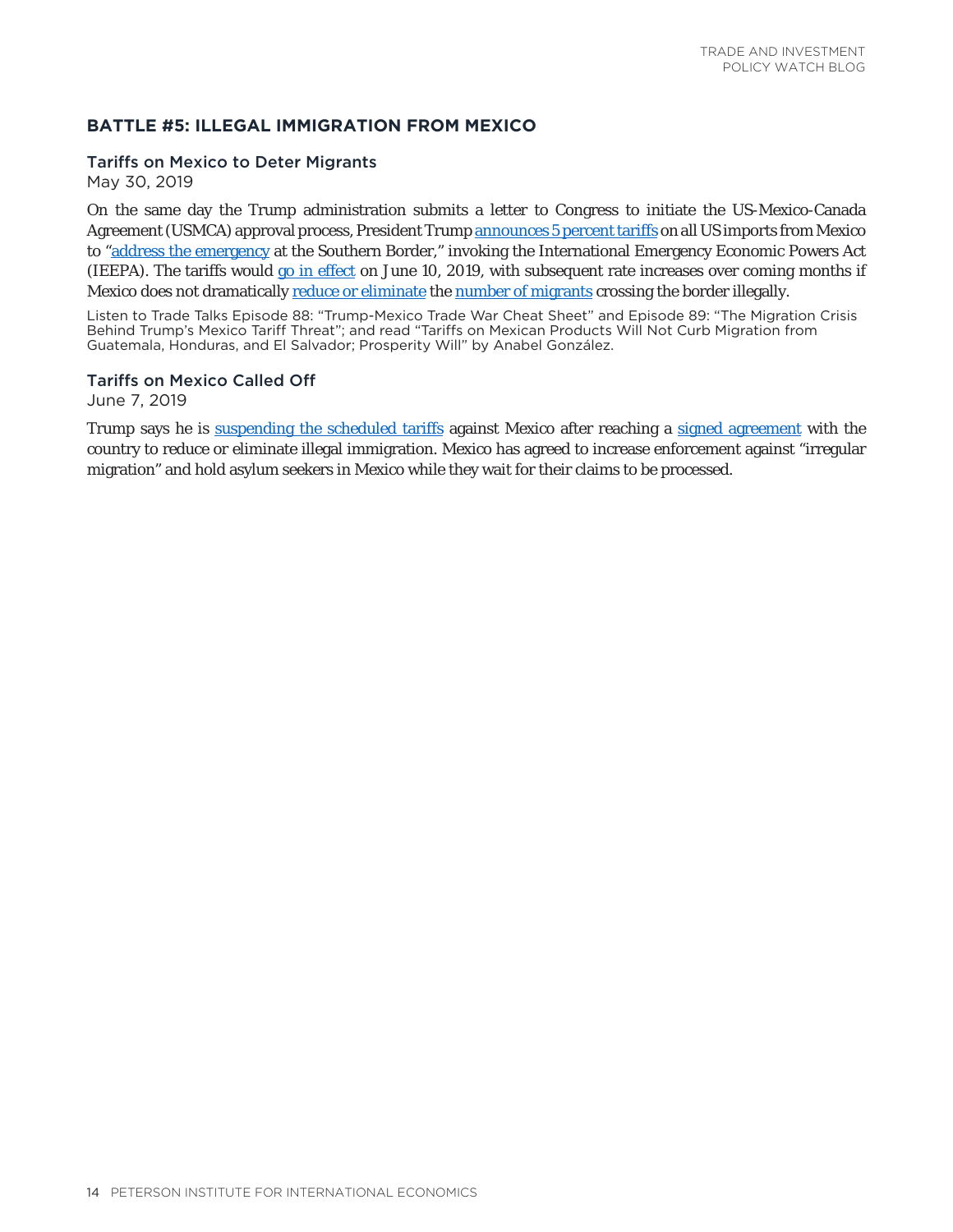## BATTLE #5: ILLEGAL IMMIGRATION FROM MEXICO

### Tariffs on Mexico to Deter Migrants

May 30, 2019

On the same day the Trump administration submits a letter to Congress to initiate the US-Mexico-Canada Agreement (USMCA) approval process, President Trump announces 5 percent tariffs on all US imports from Mexico to "address the emergency at the Southern Border," invoking the International Emergency Economic Powers Act (IEEPA). The tariffs would go in effect on June 10, 2019, with subsequent rate increases over coming months if Mexico does not dramatically reduce or eliminate the number of migrants crossing the border illegally.

Listen to Trade Talks Episode 88: "Trump-Mexico Trade War Cheat Sheet" and Episode 89: "The Migration Crisis Behind Trump's Mexico Tariff Threat"; and read "Tariffs on Mexican Products Will Not Curb Migration from Guatemala, Honduras, and El Salvador; Prosperity Will" by Anabel González.

### Tariffs on Mexico Called Off

June 7, 2019

Trump says he is suspending the scheduled tariffs against Mexico after reaching a signed agreement with the country to reduce or eliminate illegal immigration. Mexico has agreed to increase enforcement against "irregular migration" and hold asylum seekers in Mexico while they wait for their claims to be processed.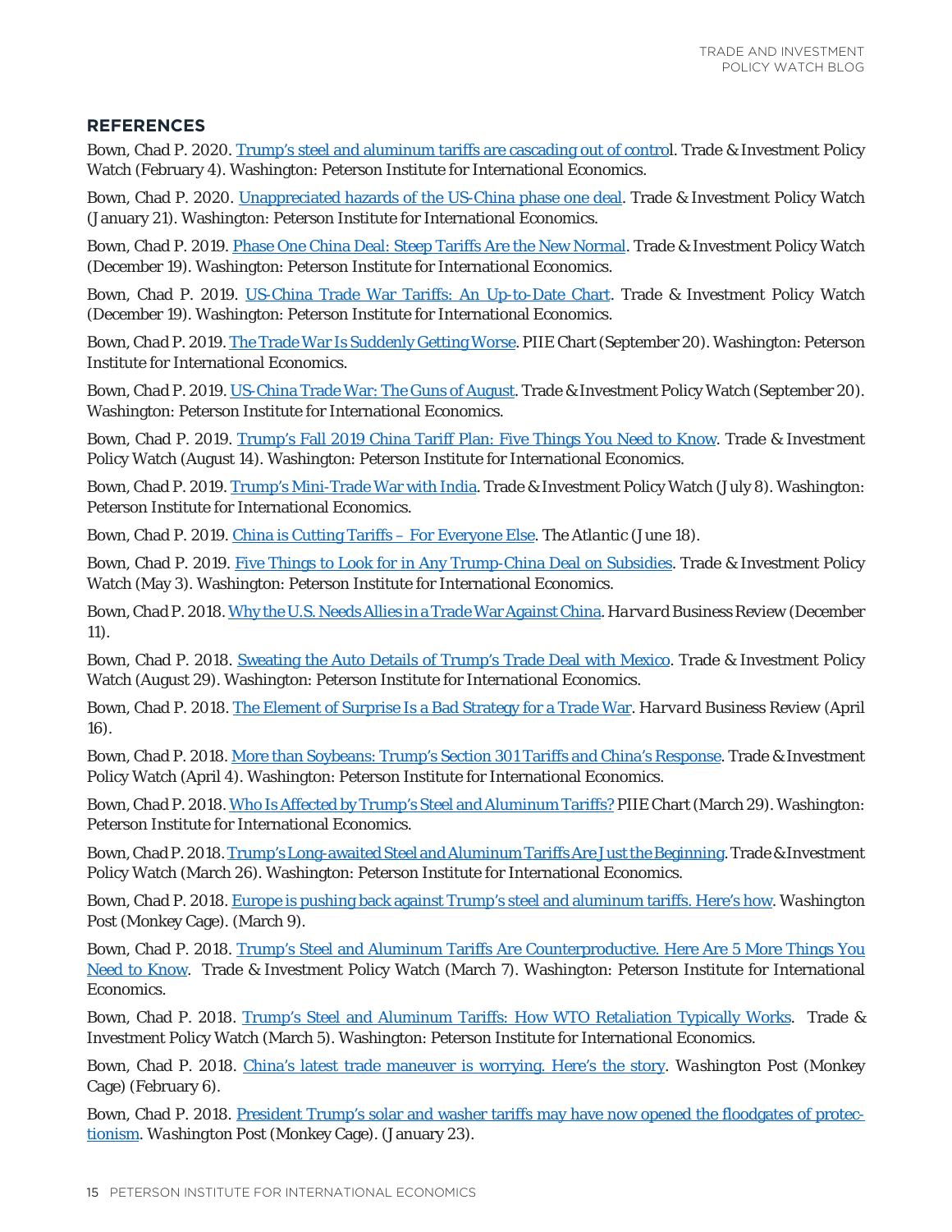## REFERENCES

Bown, Chad P. 2020. Trump's steel and aluminum tariffs are cascading out of control. Trade & Investment Policy Watch (February 4). Washington: Peterson Institute for International Economics.

Bown, Chad P. 2020. Unappreciated hazards of the US-China phase one deal. Trade & Investment Policy Watch (January 21). Washington: Peterson Institute for International Economics.

Bown, Chad P. 2019. Phase One China Deal: Steep Tariffs Are the New Normal. Trade & Investment Policy Watch (December 19). Washington: Peterson Institute for International Economics.

Bown, Chad P. 2019. US-China Trade War Tariffs: An Up-to-Date Chart. Trade & Investment Policy Watch (December 19). Washington: Peterson Institute for International Economics.

Bown, Chad P. 2019. The Trade War Is Suddenly Getting Worse. PIIE Chart (September 20). Washington: Peterson Institute for International Economics.

Bown, Chad P. 2019. US-China Trade War: The Guns of August. Trade & Investment Policy Watch (September 20). Washington: Peterson Institute for International Economics.

Bown, Chad P. 2019. Trump's Fall 2019 China Tariff Plan: Five Things You Need to Know. Trade & Investment Policy Watch (August 14). Washington: Peterson Institute for International Economics.

Bown, Chad P. 2019. Trump's Mini-Trade War with India. Trade & Investment Policy Watch (July 8). Washington: Peterson Institute for International Economics.

Bown, Chad P. 2019. China is Cutting Tariffs – For Everyone Else. *The Atlantic* (June 18).

Bown, Chad P. 2019. Five Things to Look for in Any Trump-China Deal on Subsidies. Trade & Investment Policy Watch (May 3). Washington: Peterson Institute for International Economics.

Bown, Chad P. 2018. Why the U.S. Needs Allies in a Trade War Against China. *Harvard Business Review* (December 11).

Bown, Chad P. 2018. Sweating the Auto Details of Trump's Trade Deal with Mexico. Trade & Investment Policy Watch (August 29). Washington: Peterson Institute for International Economics.

Bown, Chad P. 2018. The Element of Surprise Is a Bad Strategy for a Trade War. *Harvard Business Review* (April 16).

Bown, Chad P. 2018. More than Soybeans: Trump's Section 301 Tariffs and China's Response. Trade & Investment Policy Watch (April 4). Washington: Peterson Institute for International Economics.

Bown, Chad P. 2018. Who Is Affected by Trump's Steel and Aluminum Tariffs? PIIE Chart (March 29). Washington: Peterson Institute for International Economics.

Bown, Chad P. 2018. Trump's Long-awaited Steel and Aluminum Tariffs Are Just the Beginning. Trade & Investment Policy Watch (March 26). Washington: Peterson Institute for International Economics.

Bown, Chad P. 2018. Europe is pushing back against Trump's steel and aluminum tariffs. Here's how. *Washington Post* (Monkey Cage). (March 9).

Bown, Chad P. 2018. Trump's Steel and Aluminum Tariffs Are Counterproductive. Here Are 5 More Things You Need to Know. Trade & Investment Policy Watch (March 7). Washington: Peterson Institute for International Economics.

Bown, Chad P. 2018. Trump's Steel and Aluminum Tariffs: How WTO Retaliation Typically Works. Trade & Investment Policy Watch (March 5). Washington: Peterson Institute for International Economics.

Bown, Chad P. 2018. China's latest trade maneuver is worrying. Here's the story. *Washington Post* (Monkey Cage) (February 6).

Bown, Chad P. 2018. President Trump's solar and washer tariffs may have now opened the floodgates of protectionism. *Washington Post* (Monkey Cage). (January 23).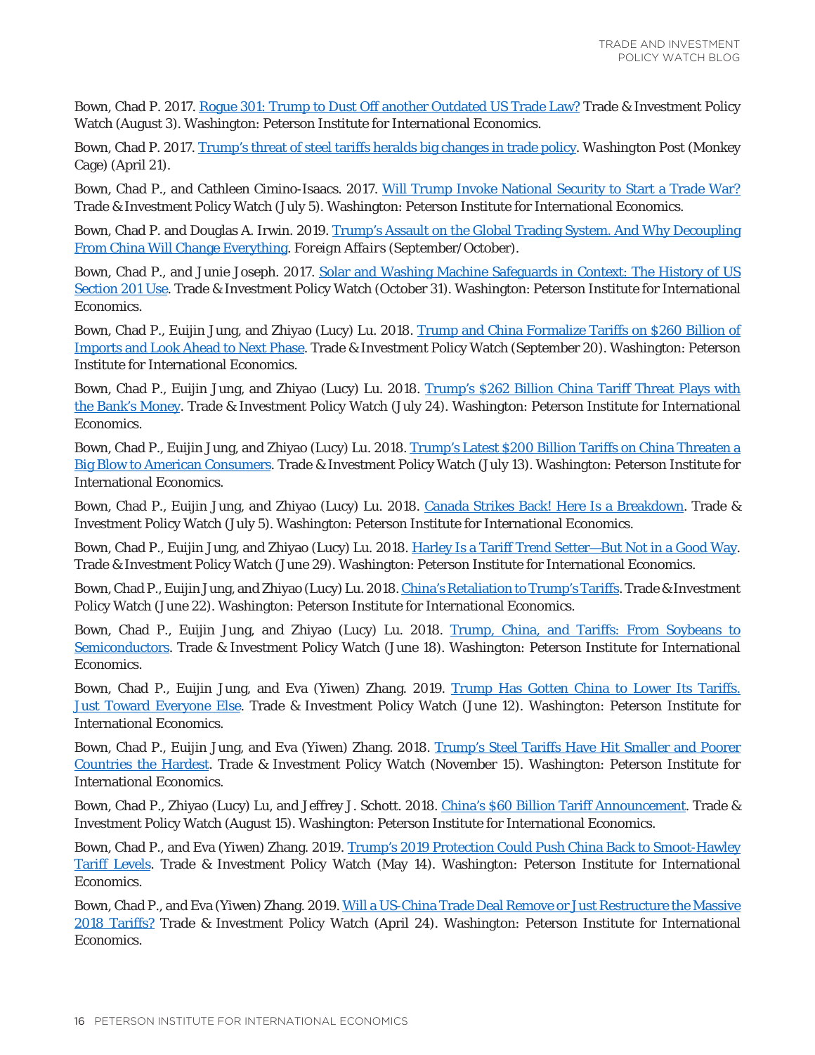Bown, Chad P. 2017. Rogue 301: Trump to Dust Off another Outdated US Trade Law? Trade & Investment Policy Watch (August 3). Washington: Peterson Institute for International Economics.

Bown, Chad P. 2017. Trump's threat of steel tariffs heralds big changes in trade policy. *Washington Post* (Monkey Cage) (April 21).

Bown, Chad P., and Cathleen Cimino-Isaacs. 2017. Will Trump Invoke National Security to Start a Trade War? Trade & Investment Policy Watch (July 5). Washington: Peterson Institute for International Economics.

Bown, Chad P. and Douglas A. Irwin. 2019. Trump's Assault on the Global Trading System. And Why Decoupling From China Will Change Everything. *Foreign Affairs* (September/October).

Bown, Chad P., and Junie Joseph. 2017. Solar and Washing Machine Safeguards in Context: The History of US Section 201 Use. Trade & Investment Policy Watch (October 31). Washington: Peterson Institute for International Economics.

Bown, Chad P., Euijin Jung, and Zhiyao (Lucy) Lu. 2018. Trump and China Formalize Tariffs on $260 Billion of Imports and Look Ahead to Next Phase. Trade & Investment Policy Watch (September 20). Washington: Peterson Institute for International Economics.

Bown, Chad P., Euijin Jung, and Zhiyao (Lucy) Lu. 2018. Trump's $262 Billion China Tariff Threat Plays with the Bank's Money. Trade & Investment Policy Watch (July 24). Washington: Peterson Institute for International Economics.

Bown, Chad P., Euijin Jung, and Zhiyao (Lucy) Lu. 2018. Trump's Latest $200 Billion Tariffs on China Threaten a Big Blow to American Consumers. Trade & Investment Policy Watch (July 13). Washington: Peterson Institute for International Economics.

Bown, Chad P., Euijin Jung, and Zhiyao (Lucy) Lu. 2018. Canada Strikes Back! Here Is a Breakdown. Trade & Investment Policy Watch (July 5). Washington: Peterson Institute for International Economics.

Bown, Chad P., Euijin Jung, and Zhiyao (Lucy) Lu. 2018. Harley Is a Tariff Trend Setter—But Not in a Good Way. Trade & Investment Policy Watch (June 29). Washington: Peterson Institute for International Economics.

Bown, Chad P., Euijin Jung, and Zhiyao (Lucy) Lu. 2018. China's Retaliation to Trump's Tariffs. Trade & Investment Policy Watch (June 22). Washington: Peterson Institute for International Economics.

Bown, Chad P., Euijin Jung, and Zhiyao (Lucy) Lu. 2018. Trump, China, and Tariffs: From Soybeans to Semiconductors. Trade & Investment Policy Watch (June 18). Washington: Peterson Institute for International Economics.

Bown, Chad P., Euijin Jung, and Eva (Yiwen) Zhang. 2019. Trump Has Gotten China to Lower Its Tariffs. Just Toward Everyone Else. Trade & Investment Policy Watch (June 12). Washington: Peterson Institute for International Economics.

Bown, Chad P., Euijin Jung, and Eva (Yiwen) Zhang. 2018. Trump's Steel Tariffs Have Hit Smaller and Poorer Countries the Hardest. Trade & Investment Policy Watch (November 15). Washington: Peterson Institute for International Economics.

Bown, Chad P., Zhiyao (Lucy) Lu, and Jeffrey J. Schott. 2018. China's $60 Billion Tariff Announcement. Trade & Investment Policy Watch (August 15). Washington: Peterson Institute for International Economics.

Bown, Chad P., and Eva (Yiwen) Zhang. 2019. Trump's 2019 Protection Could Push China Back to Smoot-Hawley Tariff Levels. Trade & Investment Policy Watch (May 14). Washington: Peterson Institute for International Economics.

Bown, Chad P., and Eva (Yiwen) Zhang. 2019. Will a US-China Trade Deal Remove or Just Restructure the Massive 2018 Tariffs? Trade & Investment Policy Watch (April 24). Washington: Peterson Institute for International Economics.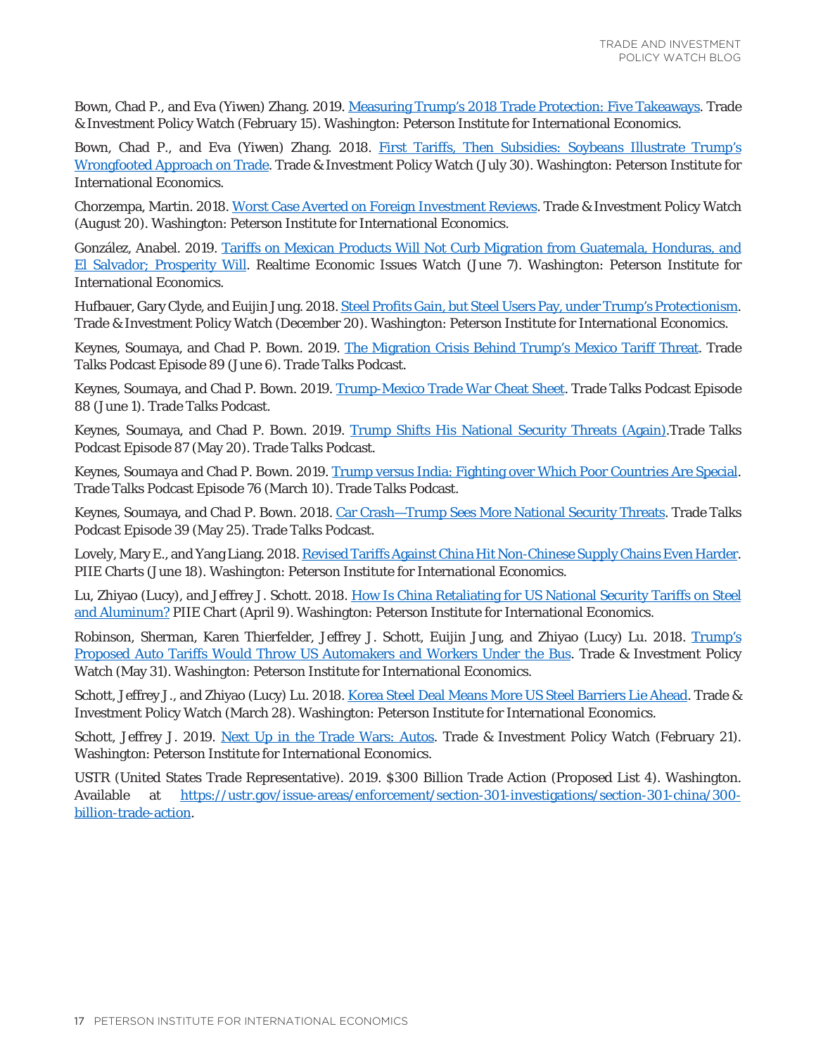Bown, Chad P., and Eva (Yiwen) Zhang. 2019. Measuring Trump's 2018 Trade Protection: Five Takeaways. Trade & Investment Policy Watch (February 15). Washington: Peterson Institute for International Economics.

Bown, Chad P., and Eva (Yiwen) Zhang. 2018. First Tariffs, Then Subsidies: Soybeans Illustrate Trump's Wrongfooted Approach on Trade. Trade & Investment Policy Watch (July 30). Washington: Peterson Institute for International Economics.

Chorzempa, Martin. 2018. Worst Case Averted on Foreign Investment Reviews. Trade & Investment Policy Watch (August 20). Washington: Peterson Institute for International Economics.

González, Anabel. 2019. Tariffs on Mexican Products Will Not Curb Migration from Guatemala, Honduras, and El Salvador; Prosperity Will. Realtime Economic Issues Watch (June 7). Washington: Peterson Institute for International Economics.

Hufbauer, Gary Clyde, and Euijin Jung. 2018. Steel Profits Gain, but Steel Users Pay, under Trump's Protectionism. Trade & Investment Policy Watch (December 20). Washington: Peterson Institute for International Economics.

Keynes, Soumaya, and Chad P. Bown. 2019. The Migration Crisis Behind Trump's Mexico Tariff Threat. Trade Talks Podcast Episode 89 (June 6). Trade Talks Podcast.

Keynes, Soumaya, and Chad P. Bown. 2019. Trump-Mexico Trade War Cheat Sheet. Trade Talks Podcast Episode 88 (June 1). Trade Talks Podcast.

Keynes, Soumaya, and Chad P. Bown. 2019. Trump Shifts His National Security Threats (Again).Trade Talks Podcast Episode 87 (May 20). Trade Talks Podcast.

Keynes, Soumaya and Chad P. Bown. 2019. Trump versus India: Fighting over Which Poor Countries Are Special. Trade Talks Podcast Episode 76 (March 10). Trade Talks Podcast.

Keynes, Soumaya, and Chad P. Bown. 2018. Car Crash—Trump Sees More National Security Threats. Trade Talks Podcast Episode 39 (May 25). Trade Talks Podcast.

Lovely, Mary E., and Yang Liang. 2018. Revised Tariffs Against China Hit Non-Chinese Supply Chains Even Harder. PIIE Charts (June 18). Washington: Peterson Institute for International Economics.

Lu, Zhiyao (Lucy), and Jeffrey J. Schott. 2018. How Is China Retaliating for US National Security Tariffs on Steel and Aluminum? PIIE Chart (April 9). Washington: Peterson Institute for International Economics.

Robinson, Sherman, Karen Thierfelder, Jeffrey J. Schott, Euijin Jung, and Zhiyao (Lucy) Lu. 2018. Trump's Proposed Auto Tariffs Would Throw US Automakers and Workers Under the Bus. Trade & Investment Policy Watch (May 31). Washington: Peterson Institute for International Economics.

Schott, Jeffrey J., and Zhiyao (Lucy) Lu. 2018. Korea Steel Deal Means More US Steel Barriers Lie Ahead. Trade & Investment Policy Watch (March 28). Washington: Peterson Institute for International Economics.

Schott, Jeffrey J. 2019. Next Up in the Trade Wars: Autos. Trade & Investment Policy Watch (February 21). Washington: Peterson Institute for International Economics.

USTR (United States Trade Representative). 2019. $300 Billion Trade Action (Proposed List 4). Washington. Available at https://ustr.gov/issue-areas/enforcement/section-301-investigations/section-301-china/300-billion-trade-action.